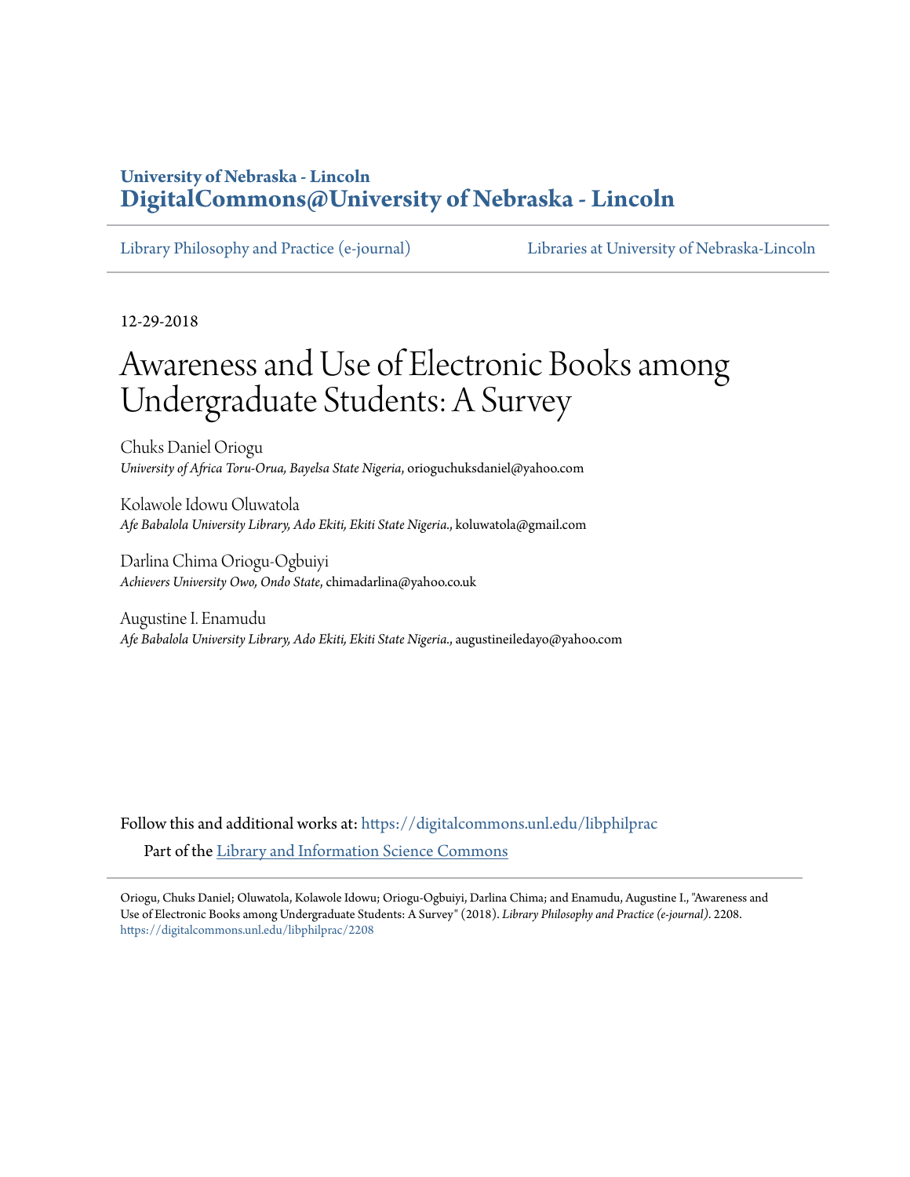**University of Nebraska - Lincoln**
**DigitalCommons@University of Nebraska - Lincoln**

Library Philosophy and Practice (e-journal) | Libraries at University of Nebraska-Lincoln

12-29-2018

# Awareness and Use of Electronic Books among Undergraduate Students: A Survey

Chuks Daniel Oriogu
*University of Africa Toru-Orua, Bayelsa State Nigeria*, orioguchuksdaniel@yahoo.com

Kolawole Idowu Oluwatola
*Afe Babalola University Library, Ado Ekiti, Ekiti State Nigeria.*, koluwatola@gmail.com

Darlina Chima Oriogu-Ogbuiyi
*Achievers University Owo, Ondo State*, chimadarlina@yahoo.co.uk

Augustine I. Enamudu
*Afe Babalola University Library, Ado Ekiti, Ekiti State Nigeria.*, augustineiledayo@yahoo.com

Follow this and additional works at: https://digitalcommons.unl.edu/libphilprac

Part of the Library and Information Science Commons

Oriogu, Chuks Daniel; Oluwatola, Kolawole Idowu; Oriogu-Ogbuiyi, Darlina Chima; and Enamudu, Augustine I., "Awareness and Use of Electronic Books among Undergraduate Students: A Survey" (2018). *Library Philosophy and Practice (e-journal)*. 2208.
https://digitalcommons.unl.edu/libphilprac/2208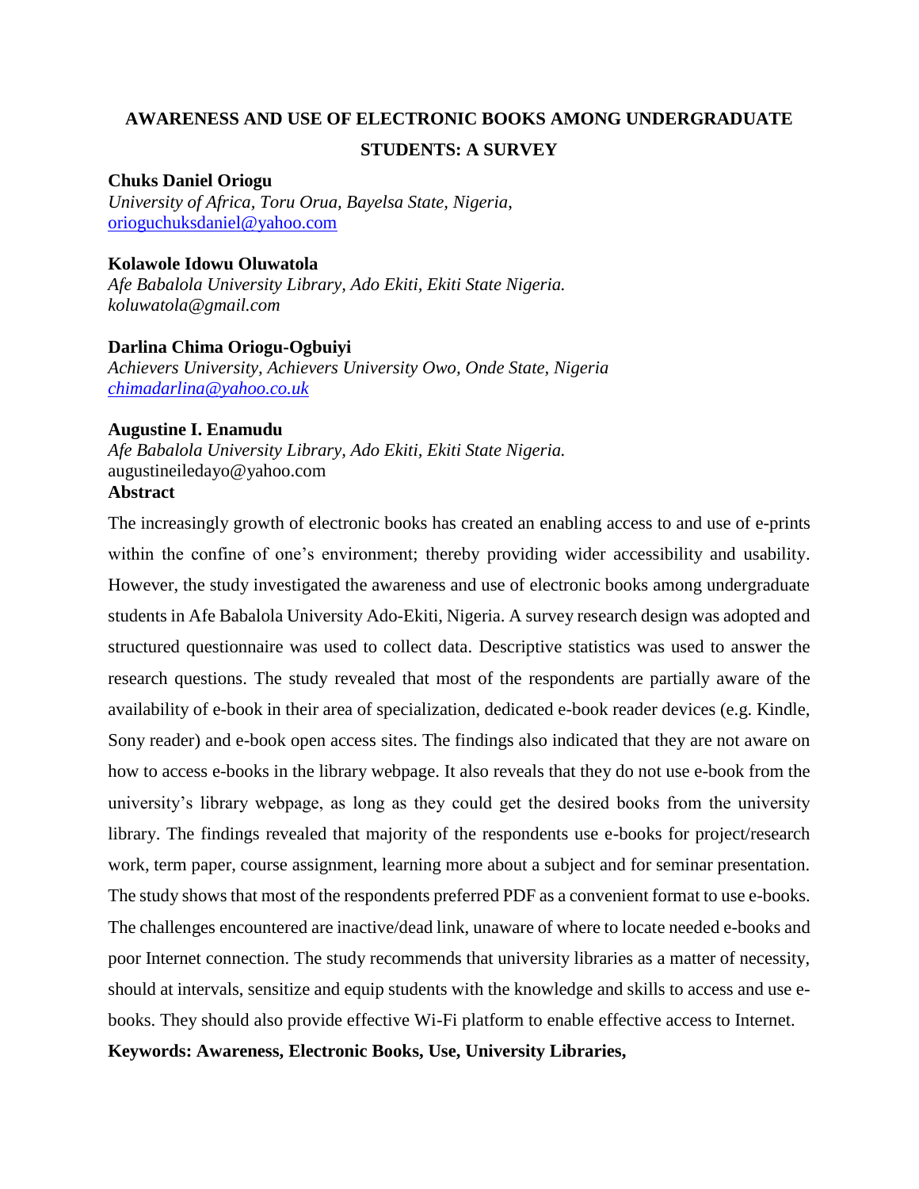# AWARENESS AND USE OF ELECTRONIC BOOKS AMONG UNDERGRADUATE STUDENTS: A SURVEY

**Chuks Daniel Oriogu**
*University of Africa, Toru Orua, Bayelsa State, Nigeria,*
oriogucchuksdaniel@yahoo.com

**Kolawole Idowu Oluwatola**
*Afe Babalola University Library, Ado Ekiti, Ekiti State Nigeria.*
*koluwatola@gmail.com*

**Darlina Chima Oriogu-Ogbuiyi**
*Achievers University, Achievers University Owo, Onde State, Nigeria*
*chimadarlina@yahoo.co.uk*

**Augustine I. Enamudu**
*Afe Babalola University Library, Ado Ekiti, Ekiti State Nigeria.*
augustineiledayo@yahoo.com

**Abstract**

The increasingly growth of electronic books has created an enabling access to and use of e-prints within the confine of one's environment; thereby providing wider accessibility and usability. However, the study investigated the awareness and use of electronic books among undergraduate students in Afe Babalola University Ado-Ekiti, Nigeria. A survey research design was adopted and structured questionnaire was used to collect data. Descriptive statistics was used to answer the research questions. The study revealed that most of the respondents are partially aware of the availability of e-book in their area of specialization, dedicated e-book reader devices (e.g. Kindle, Sony reader) and e-book open access sites. The findings also indicated that they are not aware on how to access e-books in the library webpage. It also reveals that they do not use e-book from the university's library webpage, as long as they could get the desired books from the university library. The findings revealed that majority of the respondents use e-books for project/research work, term paper, course assignment, learning more about a subject and for seminar presentation. The study shows that most of the respondents preferred PDF as a convenient format to use e-books. The challenges encountered are inactive/dead link, unaware of where to locate needed e-books and poor Internet connection. The study recommends that university libraries as a matter of necessity, should at intervals, sensitize and equip students with the knowledge and skills to access and use e-books. They should also provide effective Wi-Fi platform to enable effective access to Internet.

**Keywords: Awareness, Electronic Books, Use, University Libraries,**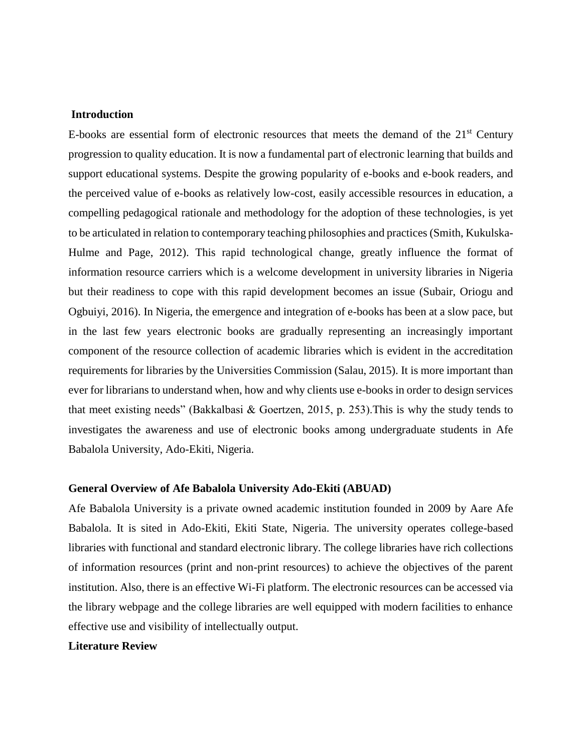## Introduction

E-books are essential form of electronic resources that meets the demand of the 21st Century progression to quality education. It is now a fundamental part of electronic learning that builds and support educational systems. Despite the growing popularity of e-books and e-book readers, and the perceived value of e-books as relatively low-cost, easily accessible resources in education, a compelling pedagogical rationale and methodology for the adoption of these technologies, is yet to be articulated in relation to contemporary teaching philosophies and practices (Smith, Kukulska-Hulme and Page, 2012). This rapid technological change, greatly influence the format of information resource carriers which is a welcome development in university libraries in Nigeria but their readiness to cope with this rapid development becomes an issue (Subair, Oriogu and Ogbuiyi, 2016). In Nigeria, the emergence and integration of e-books has been at a slow pace, but in the last few years electronic books are gradually representing an increasingly important component of the resource collection of academic libraries which is evident in the accreditation requirements for libraries by the Universities Commission (Salau, 2015). It is more important than ever for librarians to understand when, how and why clients use e-books in order to design services that meet existing needs" (Bakkalbasi & Goertzen, 2015, p. 253).This is why the study tends to investigates the awareness and use of electronic books among undergraduate students in Afe Babalola University, Ado-Ekiti, Nigeria.

## General Overview of Afe Babalola University Ado-Ekiti (ABUAD)

Afe Babalola University is a private owned academic institution founded in 2009 by Aare Afe Babalola. It is sited in Ado-Ekiti, Ekiti State, Nigeria. The university operates college-based libraries with functional and standard electronic library. The college libraries have rich collections of information resources (print and non-print resources) to achieve the objectives of the parent institution. Also, there is an effective Wi-Fi platform. The electronic resources can be accessed via the library webpage and the college libraries are well equipped with modern facilities to enhance effective use and visibility of intellectually output.

## Literature Review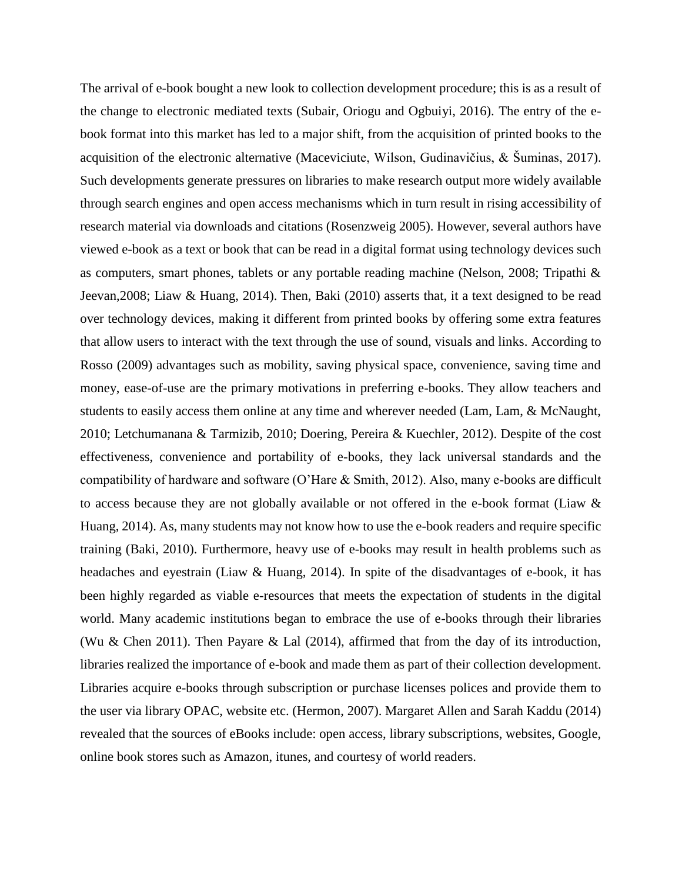The arrival of e-book bought a new look to collection development procedure; this is as a result of the change to electronic mediated texts (Subair, Oriogu and Ogbuiyi, 2016). The entry of the e-book format into this market has led to a major shift, from the acquisition of printed books to the acquisition of the electronic alternative (Maceviciute, Wilson, Gudinavičius, & Šuminas, 2017). Such developments generate pressures on libraries to make research output more widely available through search engines and open access mechanisms which in turn result in rising accessibility of research material via downloads and citations (Rosenzweig 2005). However, several authors have viewed e-book as a text or book that can be read in a digital format using technology devices such as computers, smart phones, tablets or any portable reading machine (Nelson, 2008; Tripathi & Jeevan,2008; Liaw & Huang, 2014). Then, Baki (2010) asserts that, it a text designed to be read over technology devices, making it different from printed books by offering some extra features that allow users to interact with the text through the use of sound, visuals and links. According to Rosso (2009) advantages such as mobility, saving physical space, convenience, saving time and money, ease-of-use are the primary motivations in preferring e-books. They allow teachers and students to easily access them online at any time and wherever needed (Lam, Lam, & McNaught, 2010; Letchumanana & Tarmizib, 2010; Doering, Pereira & Kuechler, 2012). Despite of the cost effectiveness, convenience and portability of e-books, they lack universal standards and the compatibility of hardware and software (O'Hare & Smith, 2012). Also, many e-books are difficult to access because they are not globally available or not offered in the e-book format (Liaw & Huang, 2014). As, many students may not know how to use the e-book readers and require specific training (Baki, 2010). Furthermore, heavy use of e-books may result in health problems such as headaches and eyestrain (Liaw & Huang, 2014). In spite of the disadvantages of e-book, it has been highly regarded as viable e-resources that meets the expectation of students in the digital world. Many academic institutions began to embrace the use of e-books through their libraries (Wu & Chen 2011). Then Payare & Lal (2014), affirmed that from the day of its introduction, libraries realized the importance of e-book and made them as part of their collection development. Libraries acquire e-books through subscription or purchase licenses polices and provide them to the user via library OPAC, website etc. (Hermon, 2007). Margaret Allen and Sarah Kaddu (2014) revealed that the sources of eBooks include: open access, library subscriptions, websites, Google, online book stores such as Amazon, itunes, and courtesy of world readers.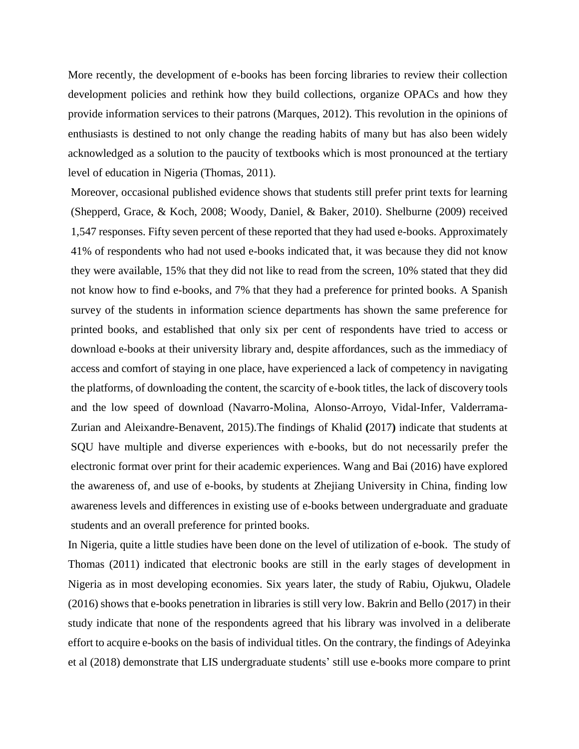More recently, the development of e-books has been forcing libraries to review their collection development policies and rethink how they build collections, organize OPACs and how they provide information services to their patrons (Marques, 2012). This revolution in the opinions of enthusiasts is destined to not only change the reading habits of many but has also been widely acknowledged as a solution to the paucity of textbooks which is most pronounced at the tertiary level of education in Nigeria (Thomas, 2011).

Moreover, occasional published evidence shows that students still prefer print texts for learning (Shepperd, Grace, & Koch, 2008; Woody, Daniel, & Baker, 2010). Shelburne (2009) received 1,547 responses. Fifty seven percent of these reported that they had used e-books. Approximately 41% of respondents who had not used e-books indicated that, it was because they did not know they were available, 15% that they did not like to read from the screen, 10% stated that they did not know how to find e-books, and 7% that they had a preference for printed books. A Spanish survey of the students in information science departments has shown the same preference for printed books, and established that only six per cent of respondents have tried to access or download e-books at their university library and, despite affordances, such as the immediacy of access and comfort of staying in one place, have experienced a lack of competency in navigating the platforms, of downloading the content, the scarcity of e-book titles, the lack of discovery tools and the low speed of download (Navarro-Molina, Alonso-Arroyo, Vidal-Infer, Valderrama-Zurian and Aleixandre-Benavent, 2015).The findings of Khalid **(**2017**)** indicate that students at SQU have multiple and diverse experiences with e-books, but do not necessarily prefer the electronic format over print for their academic experiences. Wang and Bai (2016) have explored the awareness of, and use of e-books, by students at Zhejiang University in China, finding low awareness levels and differences in existing use of e-books between undergraduate and graduate students and an overall preference for printed books.

In Nigeria, quite a little studies have been done on the level of utilization of e-book. The study of Thomas (2011) indicated that electronic books are still in the early stages of development in Nigeria as in most developing economies. Six years later, the study of Rabiu, Ojukwu, Oladele (2016) shows that e-books penetration in libraries is still very low. Bakrin and Bello (2017) in their study indicate that none of the respondents agreed that his library was involved in a deliberate effort to acquire e-books on the basis of individual titles. On the contrary, the findings of Adeyinka et al (2018) demonstrate that LIS undergraduate students' still use e-books more compare to print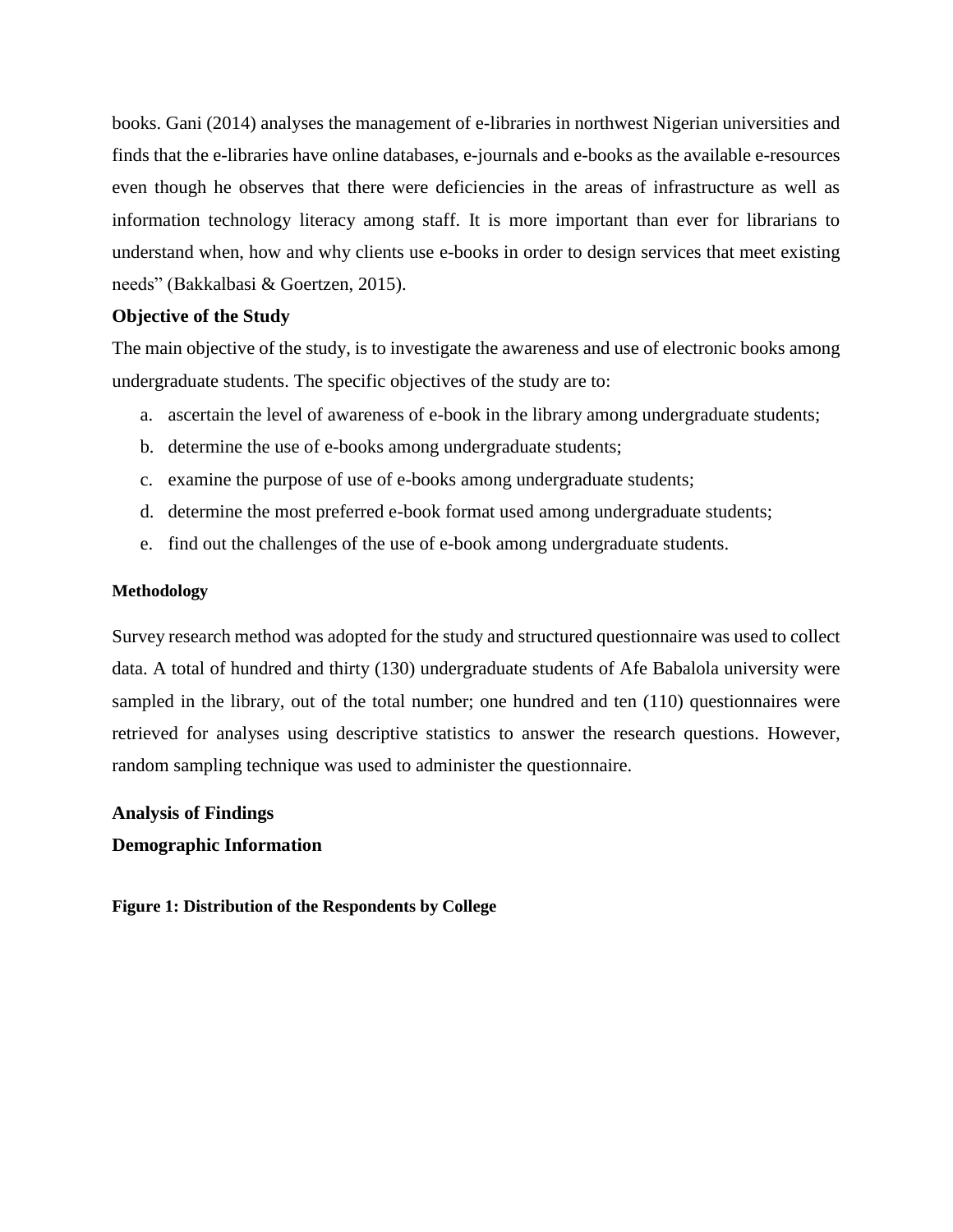books. Gani (2014) analyses the management of e-libraries in northwest Nigerian universities and finds that the e-libraries have online databases, e-journals and e-books as the available e-resources even though he observes that there were deficiencies in the areas of infrastructure as well as information technology literacy among staff. It is more important than ever for librarians to understand when, how and why clients use e-books in order to design services that meet existing needs" (Bakkalbasi & Goertzen, 2015).

### Objective of the Study

The main objective of the study, is to investigate the awareness and use of electronic books among undergraduate students. The specific objectives of the study are to:

a. ascertain the level of awareness of e-book in the library among undergraduate students;
b. determine the use of e-books among undergraduate students;
c. examine the purpose of use of e-books among undergraduate students;
d. determine the most preferred e-book format used among undergraduate students;
e. find out the challenges of the use of e-book among undergraduate students.

### Methodology

Survey research method was adopted for the study and structured questionnaire was used to collect data. A total of hundred and thirty (130) undergraduate students of Afe Babalola university were sampled in the library, out of the total number; one hundred and ten (110) questionnaires were retrieved for analyses using descriptive statistics to answer the research questions. However, random sampling technique was used to administer the questionnaire.

### Analysis of Findings

### Demographic Information

**Figure 1: Distribution of the Respondents by College**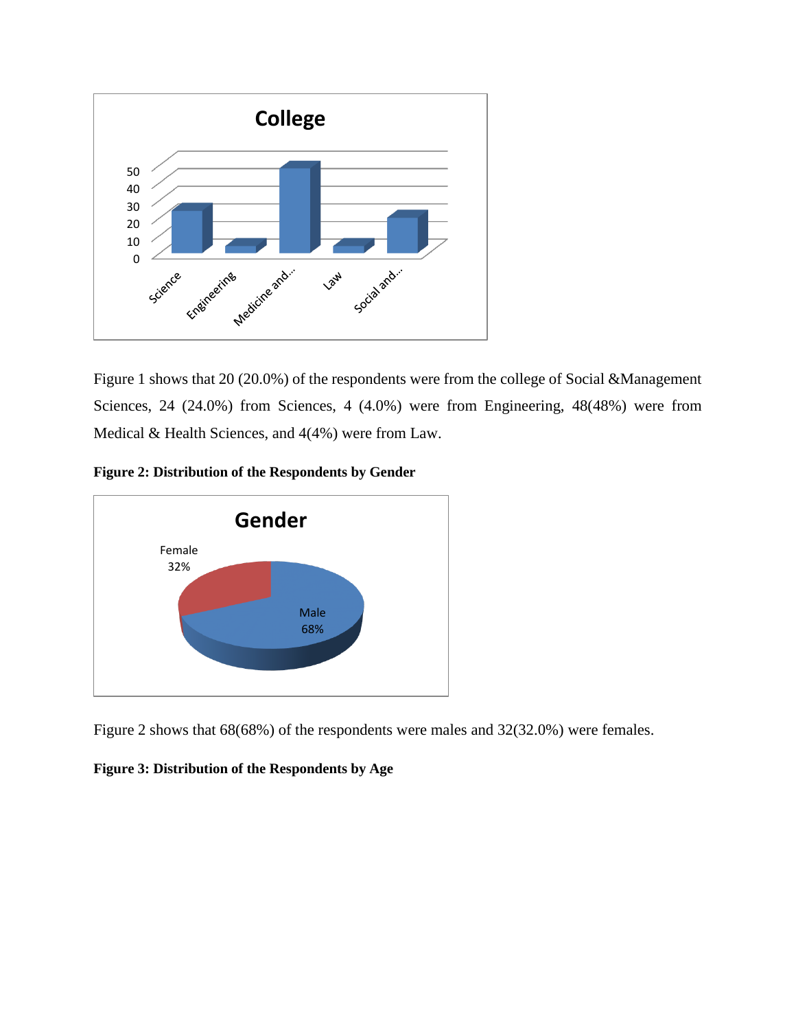College

50
40
30
20
10
0

Science
Engineering
Medicine and...
Law
Social and...

Figure 1 shows that 20 (20.0%) of the respondents were from the college of Social &Management Sciences, 24 (24.0%) from Sciences, 4 (4.0%) were from Engineering, 48(48%) were from Medical & Health Sciences, and 4(4%) were from Law.

**Figure 2: Distribution of the Respondents by Gender**

Gender

Female
32%

Male
68%

Figure 2 shows that 68(68%) of the respondents were males and 32(32.0%) were females.

**Figure 3: Distribution of the Respondents by Age**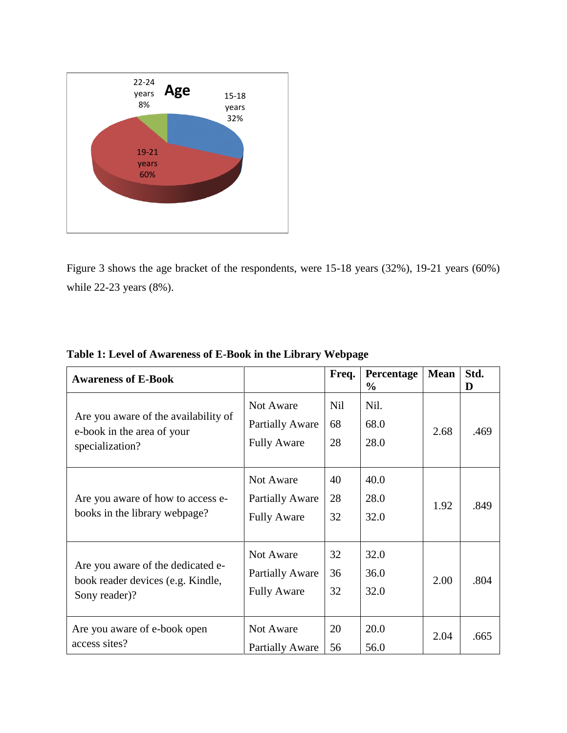Age

22-24 years 8%

15-18 years 32%

19-21 years 60%

Figure 3 shows the age bracket of the respondents, were 15-18 years (32%), 19-21 years (60%) while 22-23 years (8%).

**Table 1: Level of Awareness of E-Book in the Library Webpage**

| **Awareness of E-Book** | | **Freq.** | **Percentage %** | **Mean** | **Std. D** |
|---|---|---|---|---|---|
| Are you aware of the availability of e-book in the area of your specialization? | Not Aware<br>Partially Aware<br>Fully Aware | Nil<br>68<br>28 | Nil.<br>68.0<br>28.0 | 2.68 | .469 |
| Are you aware of how to access e-books in the library webpage? | Not Aware<br>Partially Aware<br>Fully Aware | 40<br>28<br>32 | 40.0<br>28.0<br>32.0 | 1.92 | .849 |
| Are you aware of the dedicated e-book reader devices (e.g. Kindle, Sony reader)? | Not Aware<br>Partially Aware<br>Fully Aware | 32<br>36<br>32 | 32.0<br>36.0<br>32.0 | 2.00 | .804 |
| Are you aware of e-book open access sites? | Not Aware<br>Partially Aware | 20<br>56 | 20.0<br>56.0 | 2.04 | .665 |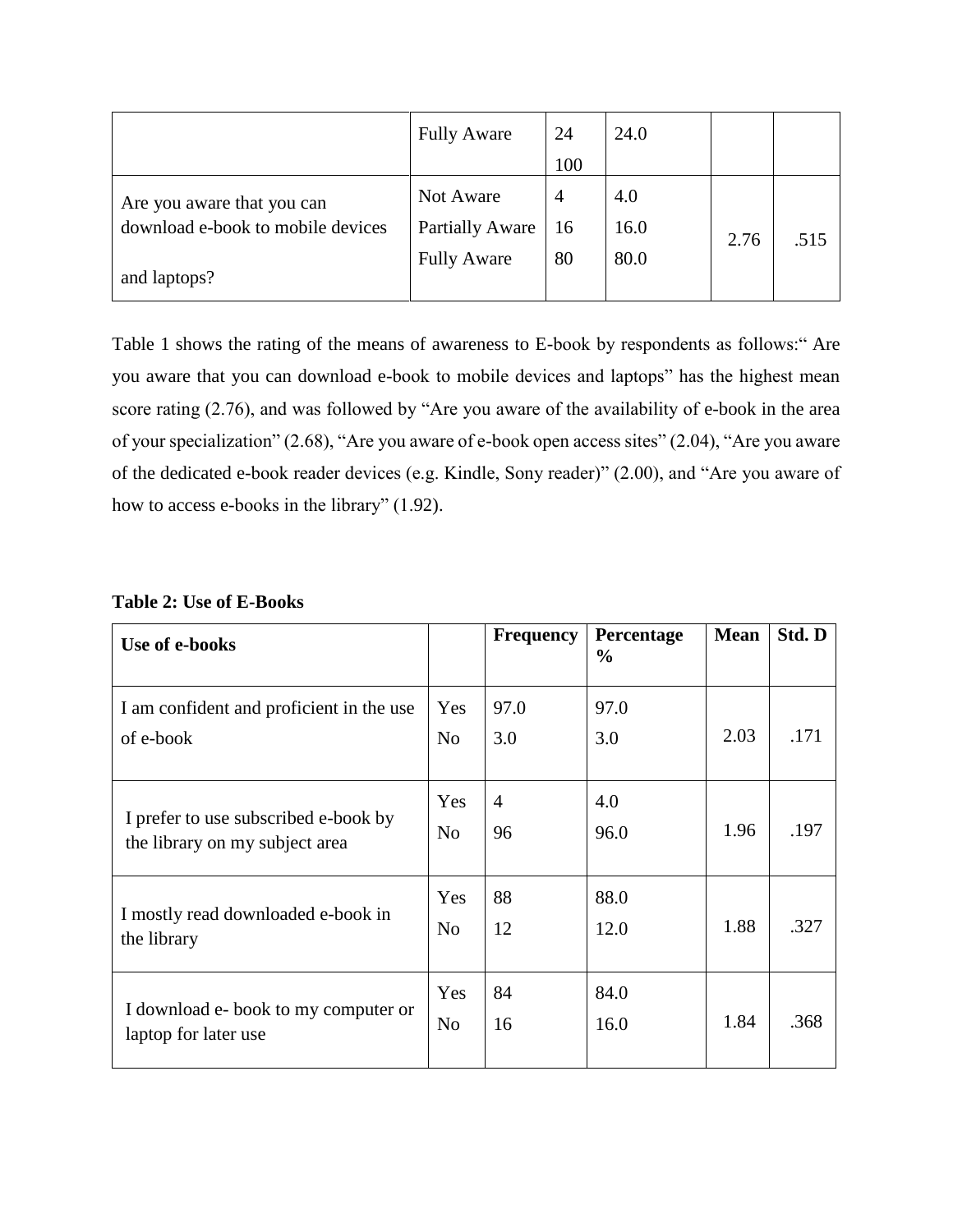| | | | | | |
|---|---|---|---|---|---|
| | Fully Aware | 24<br>100 | 24.0 | | |
| Are you aware that you can download e-book to mobile devices and laptops? | Not Aware<br>Partially Aware<br>Fully Aware | 4<br>16<br>80 | 4.0<br>16.0<br>80.0 | 2.76 | .515 |

Table 1 shows the rating of the means of awareness to E-book by respondents as follows:" Are you aware that you can download e-book to mobile devices and laptops" has the highest mean score rating (2.76), and was followed by "Are you aware of the availability of e-book in the area of your specialization" (2.68), "Are you aware of e-book open access sites" (2.04), "Are you aware of the dedicated e-book reader devices (e.g. Kindle, Sony reader)" (2.00), and "Are you aware of how to access e-books in the library" (1.92).

**Table 2: Use of E-Books**

| Use of e-books | | Frequency | Percentage % | Mean | Std. D |
|---|---|---|---|---|---|
| I am confident and proficient in the use of e-book | Yes<br>No | 97.0<br>3.0 | 97.0<br>3.0 | 2.03 | .171 |
| I prefer to use subscribed e-book by the library on my subject area | Yes<br>No | 4<br>96 | 4.0<br>96.0 | 1.96 | .197 |
| I mostly read downloaded e-book in the library | Yes<br>No | 88<br>12 | 88.0<br>12.0 | 1.88 | .327 |
| I download e- book to my computer or laptop for later use | Yes<br>No | 84<br>16 | 84.0<br>16.0 | 1.84 | .368 |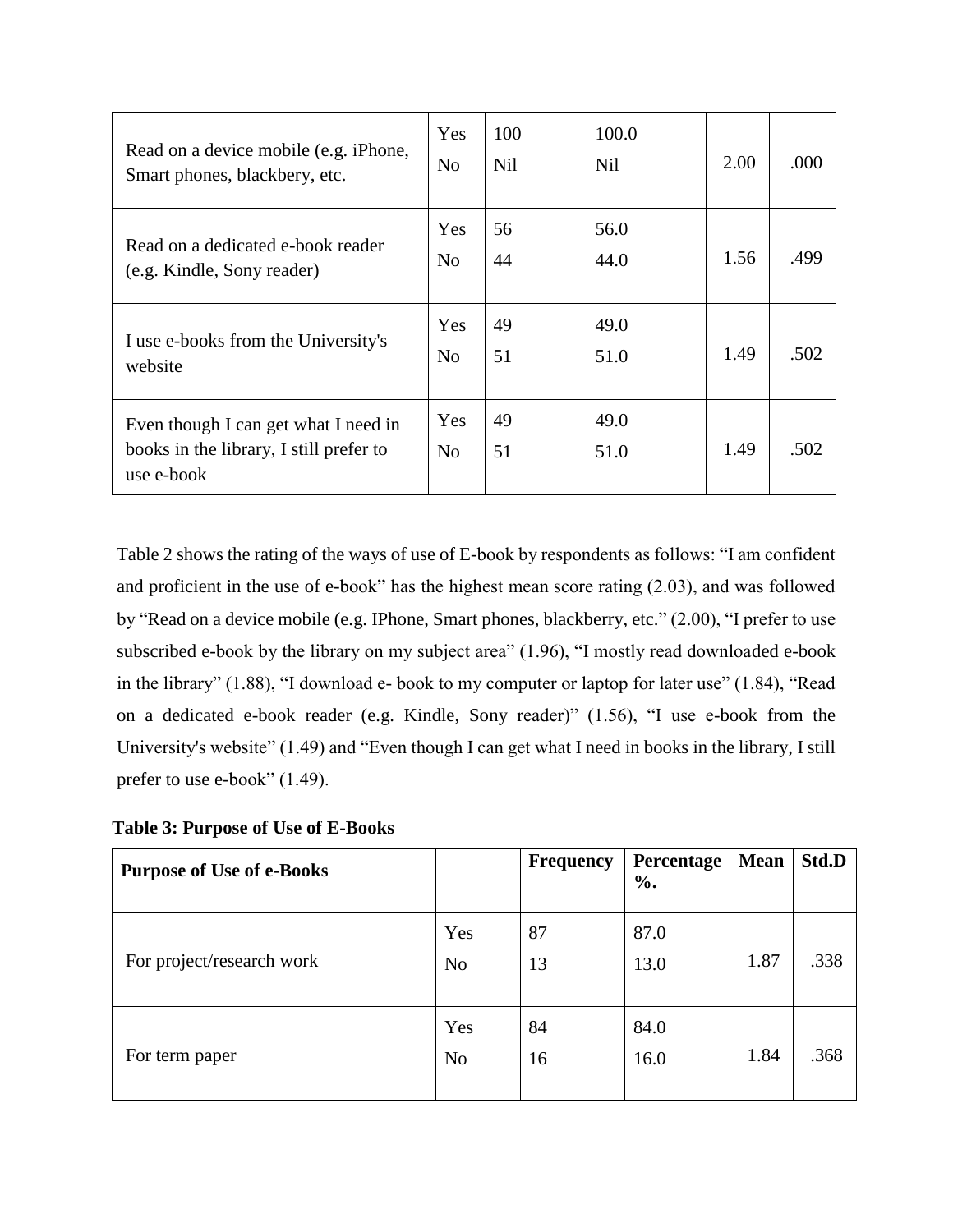| | | | | | |
|---|---|---|---|---|---|
| Read on a device mobile (e.g. iPhone, Smart phones, blackbery, etc. | Yes<br>No | 100<br>Nil | 100.0<br>Nil | 2.00 | .000 |
| Read on a dedicated e-book reader (e.g. Kindle, Sony reader) | Yes<br>No | 56<br>44 | 56.0<br>44.0 | 1.56 | .499 |
| I use e-books from the University's website | Yes<br>No | 49<br>51 | 49.0<br>51.0 | 1.49 | .502 |
| Even though I can get what I need in books in the library, I still prefer to use e-book | Yes<br>No | 49<br>51 | 49.0<br>51.0 | 1.49 | .502 |

Table 2 shows the rating of the ways of use of E-book by respondents as follows: "I am confident and proficient in the use of e-book" has the highest mean score rating (2.03), and was followed by "Read on a device mobile (e.g. IPhone, Smart phones, blackberry, etc." (2.00), "I prefer to use subscribed e-book by the library on my subject area" (1.96), "I mostly read downloaded e-book in the library" (1.88), "I download e- book to my computer or laptop for later use" (1.84), "Read on a dedicated e-book reader (e.g. Kindle, Sony reader)" (1.56), "I use e-book from the University's website" (1.49) and "Even though I can get what I need in books in the library, I still prefer to use e-book" (1.49).

**Table 3: Purpose of Use of E-Books**

| Purpose of Use of e-Books | | Frequency | Percentage %. | Mean | Std.D |
|---|---|---|---|---|---|
| For project/research work | Yes<br>No | 87<br>13 | 87.0<br>13.0 | 1.87 | .338 |
| For term paper | Yes<br>No | 84<br>16 | 84.0<br>16.0 | 1.84 | .368 |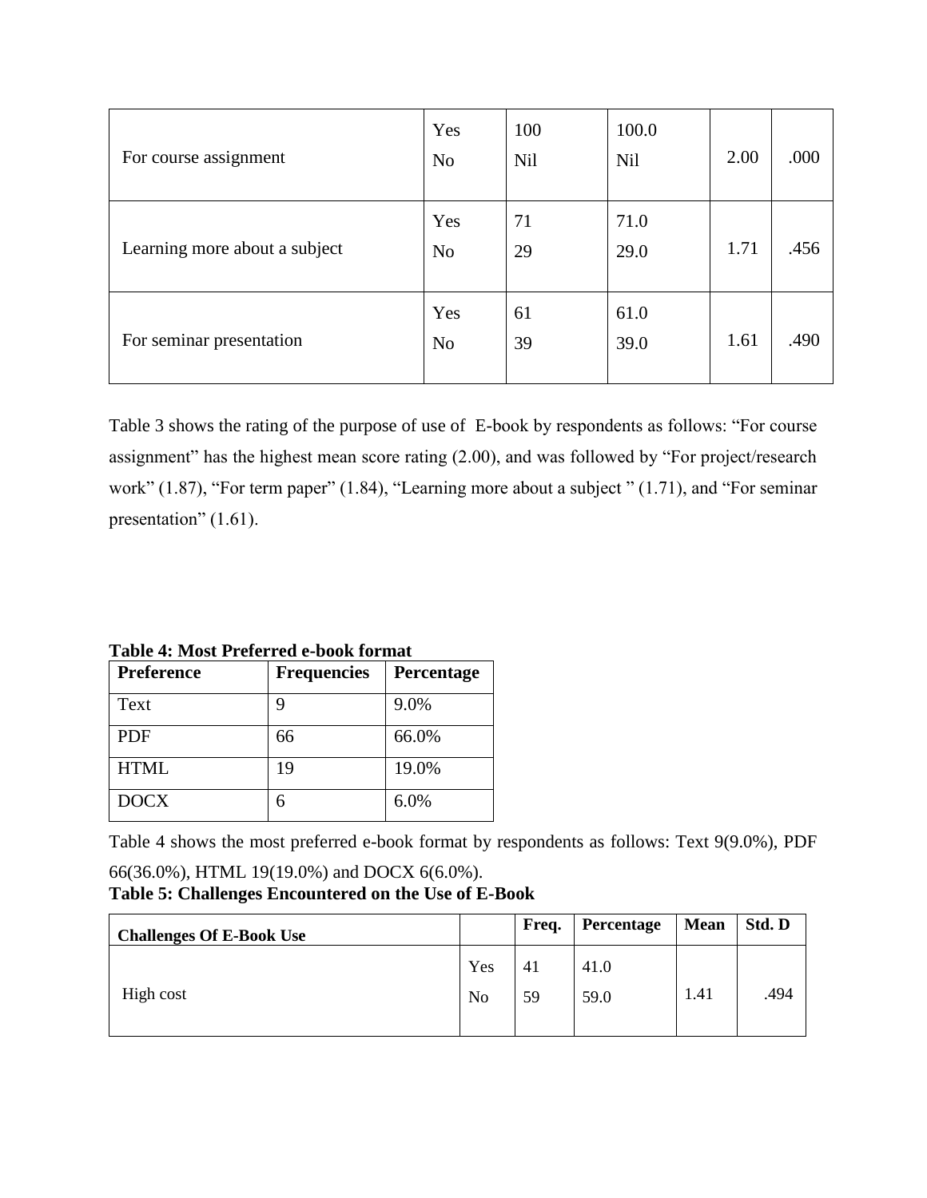| | | | | | |
|---|---|---|---|---|---|
| For course assignment | Yes<br>No | 100<br>Nil | 100.0<br>Nil | 2.00 | .000 |
| Learning more about a subject | Yes<br>No | 71<br>29 | 71.0<br>29.0 | 1.71 | .456 |
| For seminar presentation | Yes<br>No | 61<br>39 | 61.0<br>39.0 | 1.61 | .490 |

Table 3 shows the rating of the purpose of use of E-book by respondents as follows: "For course assignment" has the highest mean score rating (2.00), and was followed by "For project/research work" (1.87), "For term paper" (1.84), "Learning more about a subject " (1.71), and "For seminar presentation" (1.61).

**Table 4: Most Preferred e-book format**

| Preference | Frequencies | Percentage |
|---|---|---|
| Text | 9 | 9.0% |
| PDF | 66 | 66.0% |
| HTML | 19 | 19.0% |
| DOCX | 6 | 6.0% |

Table 4 shows the most preferred e-book format by respondents as follows: Text 9(9.0%), PDF 66(36.0%), HTML 19(19.0%) and DOCX 6(6.0%).

**Table 5: Challenges Encountered on the Use of E-Book**

| Challenges Of E-Book Use | | Freq. | Percentage | Mean | Std. D |
|---|---|---|---|---|---|
| High cost | Yes<br>No | 41<br>59 | 41.0<br>59.0 | 1.41 | .494 |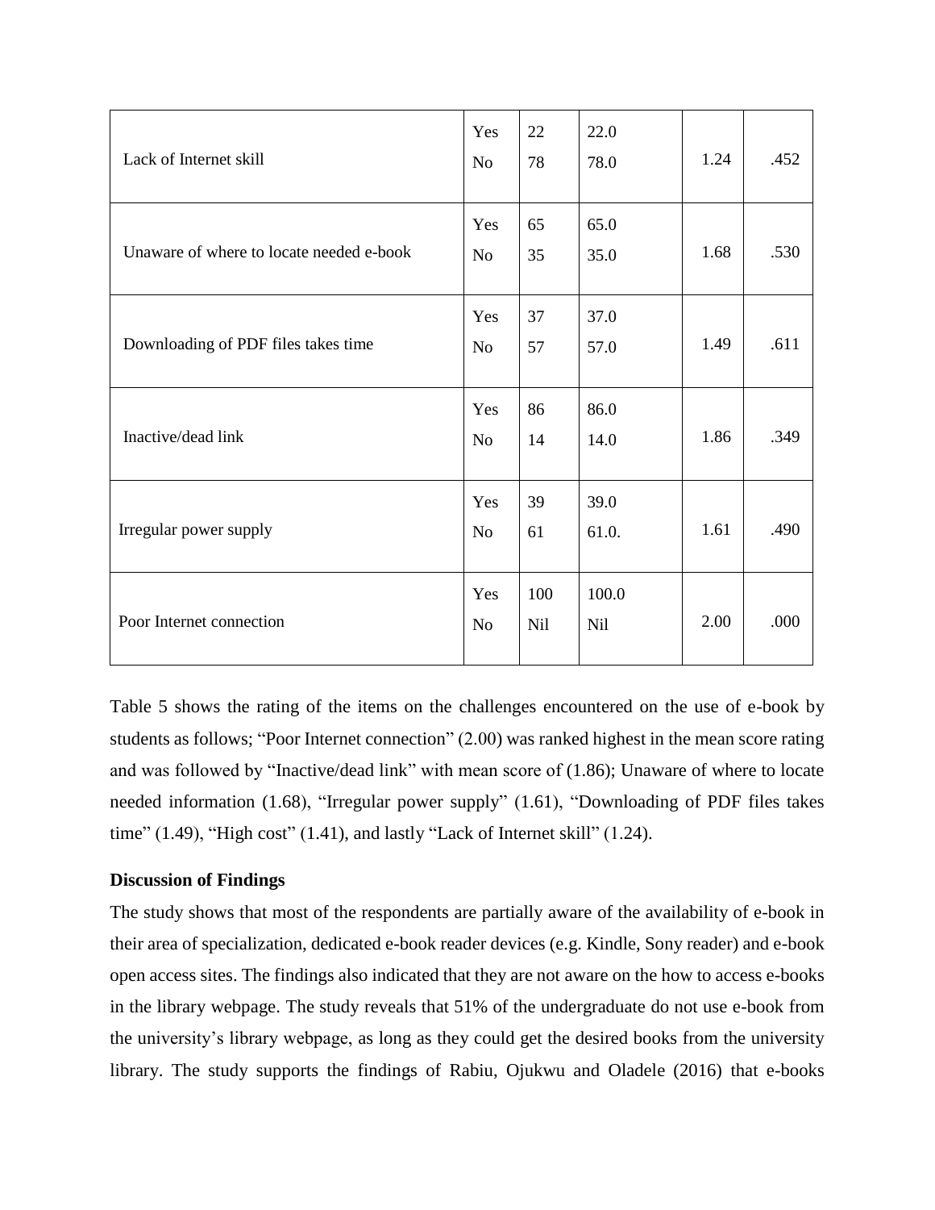| | | | | | |
|---|---|---|---|---|---|
| Lack of Internet skill | Yes<br>No | 22<br>78 | 22.0<br>78.0 | 1.24 | .452 |
| Unaware of where to locate needed e-book | Yes<br>No | 65<br>35 | 65.0<br>35.0 | 1.68 | .530 |
| Downloading of PDF files takes time | Yes<br>No | 37<br>57 | 37.0<br>57.0 | 1.49 | .611 |
| Inactive/dead link | Yes<br>No | 86<br>14 | 86.0<br>14.0 | 1.86 | .349 |
| Irregular power supply | Yes<br>No | 39<br>61 | 39.0<br>61.0. | 1.61 | .490 |
| Poor Internet connection | Yes<br>No | 100<br>Nil | 100.0<br>Nil | 2.00 | .000 |

Table 5 shows the rating of the items on the challenges encountered on the use of e-book by students as follows; "Poor Internet connection" (2.00) was ranked highest in the mean score rating and was followed by "Inactive/dead link" with mean score of (1.86); Unaware of where to locate needed information (1.68), "Irregular power supply" (1.61), "Downloading of PDF files takes time" (1.49), "High cost" (1.41), and lastly "Lack of Internet skill" (1.24).

**Discussion of Findings**

The study shows that most of the respondents are partially aware of the availability of e-book in their area of specialization, dedicated e-book reader devices (e.g. Kindle, Sony reader) and e-book open access sites. The findings also indicated that they are not aware on the how to access e-books in the library webpage. The study reveals that 51% of the undergraduate do not use e-book from the university's library webpage, as long as they could get the desired books from the university library. The study supports the findings of Rabiu, Ojukwu and Oladele (2016) that e-books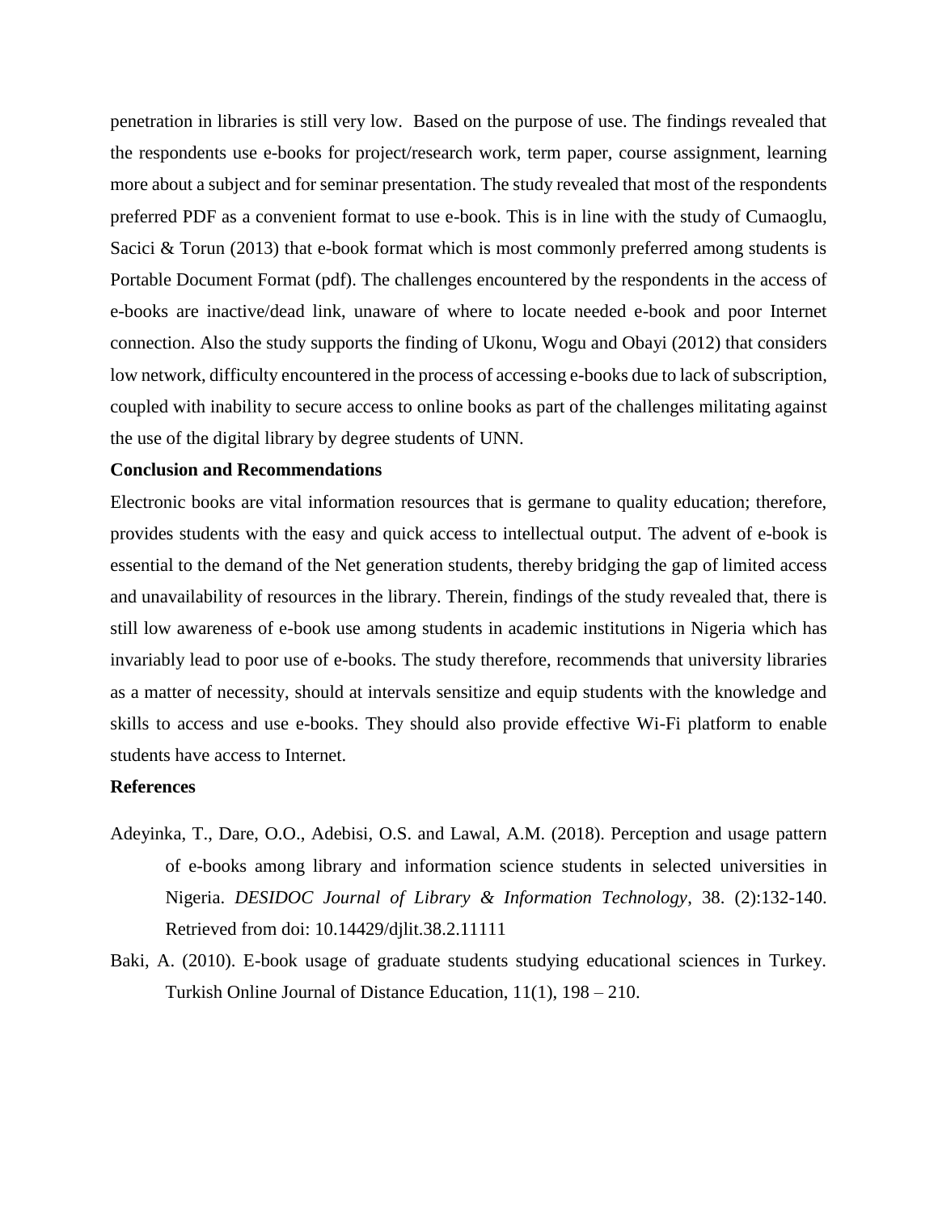penetration in libraries is still very low. Based on the purpose of use. The findings revealed that the respondents use e-books for project/research work, term paper, course assignment, learning more about a subject and for seminar presentation. The study revealed that most of the respondents preferred PDF as a convenient format to use e-book. This is in line with the study of Cumaoglu, Sacici & Torun (2013) that e-book format which is most commonly preferred among students is Portable Document Format (pdf). The challenges encountered by the respondents in the access of e-books are inactive/dead link, unaware of where to locate needed e-book and poor Internet connection. Also the study supports the finding of Ukonu, Wogu and Obayi (2012) that considers low network, difficulty encountered in the process of accessing e-books due to lack of subscription, coupled with inability to secure access to online books as part of the challenges militating against the use of the digital library by degree students of UNN.

**Conclusion and Recommendations**

Electronic books are vital information resources that is germane to quality education; therefore, provides students with the easy and quick access to intellectual output. The advent of e-book is essential to the demand of the Net generation students, thereby bridging the gap of limited access and unavailability of resources in the library. Therein, findings of the study revealed that, there is still low awareness of e-book use among students in academic institutions in Nigeria which has invariably lead to poor use of e-books. The study therefore, recommends that university libraries as a matter of necessity, should at intervals sensitize and equip students with the knowledge and skills to access and use e-books. They should also provide effective Wi-Fi platform to enable students have access to Internet.

**References**

Adeyinka, T., Dare, O.O., Adebisi, O.S. and Lawal, A.M. (2018). Perception and usage pattern of e-books among library and information science students in selected universities in Nigeria. *DESIDOC Journal of Library & Information Technology*, 38. (2):132-140. Retrieved from doi: 10.14429/djlit.38.2.11111

Baki, A. (2010). E-book usage of graduate students studying educational sciences in Turkey. Turkish Online Journal of Distance Education, 11(1), 198 – 210.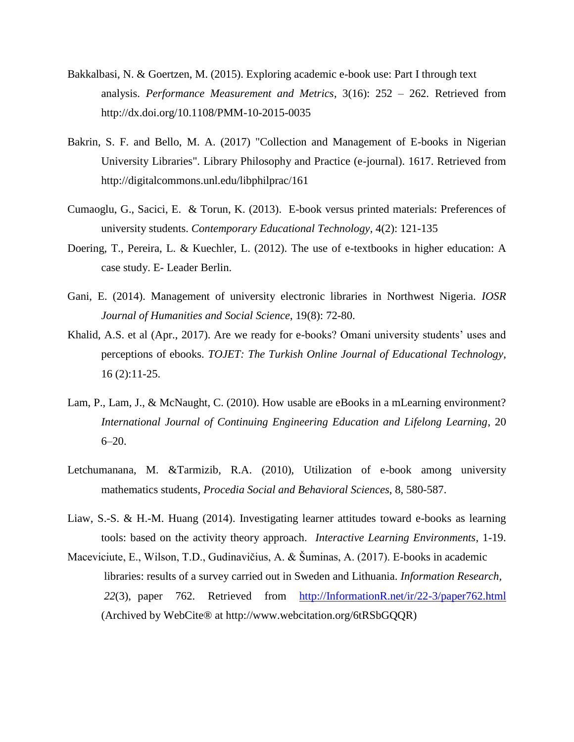Bakkalbasi, N. & Goertzen, M. (2015). Exploring academic e-book use: Part I through text analysis. *Performance Measurement and Metrics*, 3(16): 252 – 262. Retrieved from http://dx.doi.org/10.1108/PMM-10-2015-0035

Bakrin, S. F. and Bello, M. A. (2017) "Collection and Management of E-books in Nigerian University Libraries". Library Philosophy and Practice (e-journal). 1617. Retrieved from http://digitalcommons.unl.edu/libphilprac/161

Cumaoglu, G., Sacici, E. & Torun, K. (2013). E-book versus printed materials: Preferences of university students. *Contemporary Educational Technology*, 4(2): 121-135

Doering, T., Pereira, L. & Kuechler, L. (2012). The use of e-textbooks in higher education: A case study. E- Leader Berlin.

Gani, E. (2014). Management of university electronic libraries in Northwest Nigeria. *IOSR Journal of Humanities and Social Science*, 19(8): 72-80.

Khalid, A.S. et al (Apr., 2017). Are we ready for e-books? Omani university students' uses and perceptions of ebooks. *TOJET: The Turkish Online Journal of Educational Technology*, 16 (2):11-25.

Lam, P., Lam, J., & McNaught, C. (2010). How usable are eBooks in a mLearning environment? *International Journal of Continuing Engineering Education and Lifelong Learning*, 20 6–20.

Letchumanana, M. &Tarmizib, R.A. (2010), Utilization of e-book among university mathematics students, *Procedia Social and Behavioral Sciences*, 8, 580-587.

Liaw, S.-S. & H.-M. Huang (2014). Investigating learner attitudes toward e-books as learning tools: based on the activity theory approach. *Interactive Learning Environments*, 1-19.

Maceviciute, E., Wilson, T.D., Gudinavičius, A. & Šuminas, A. (2017). E-books in academic libraries: results of a survey carried out in Sweden and Lithuania. *Information Research, 22*(3), paper 762. Retrieved from http://InformationR.net/ir/22-3/paper762.html (Archived by WebCite® at http://www.webcitation.org/6tRSbGQQR)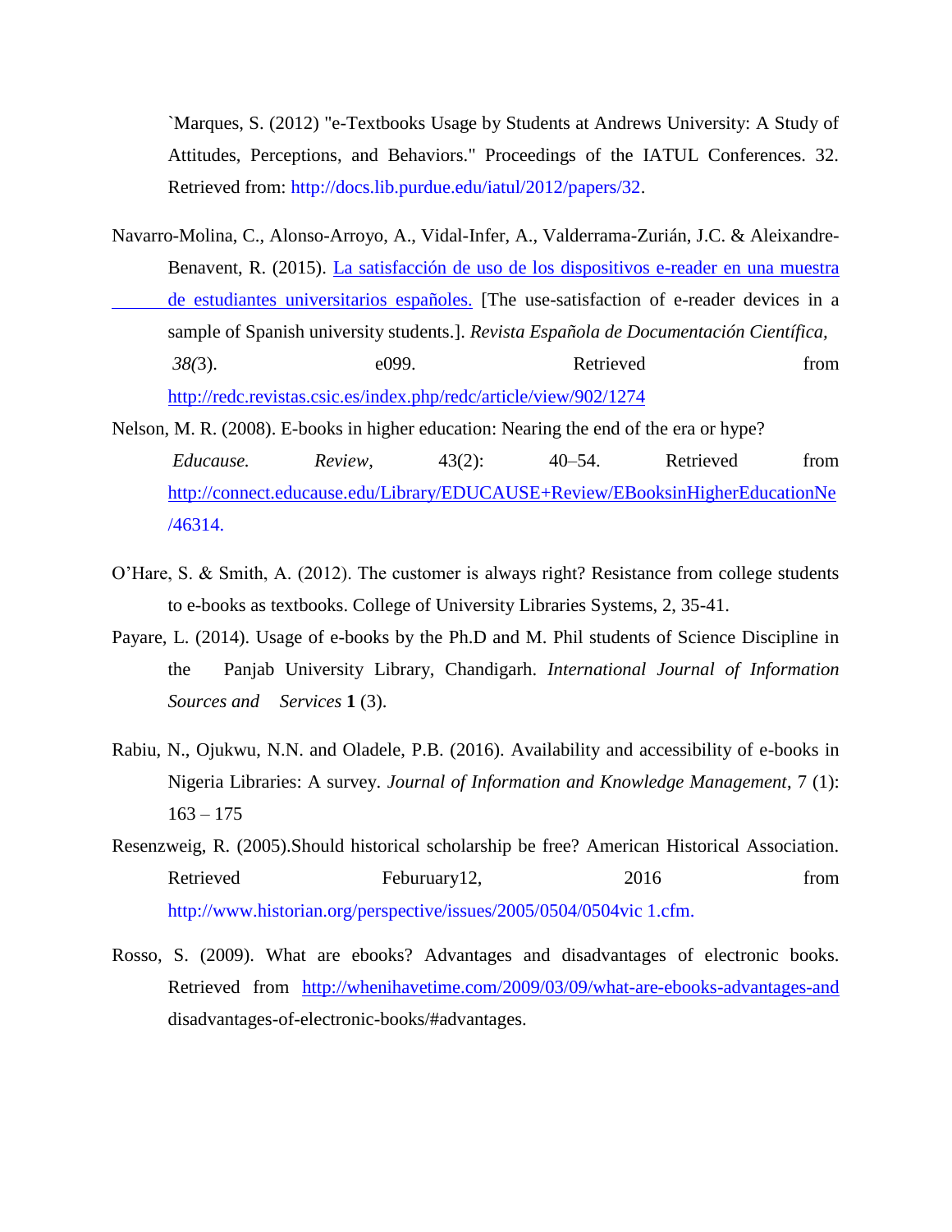`Marques, S. (2012) "e-Textbooks Usage by Students at Andrews University: A Study of Attitudes, Perceptions, and Behaviors." Proceedings of the IATUL Conferences. 32. Retrieved from: http://docs.lib.purdue.edu/iatul/2012/papers/32.

Navarro-Molina, C., Alonso-Arroyo, A., Vidal-Infer, A., Valderrama-Zurián, J.C. & Aleixandre-Benavent, R. (2015). La satisfacción de uso de los dispositivos e-reader en una muestra de estudiantes universitarios españoles. [The use-satisfaction of e-reader devices in a sample of Spanish university students.]. *Revista Española de Documentación Científica, 38(*3). e099. Retrieved from http://redc.revistas.csic.es/index.php/redc/article/view/902/1274

Nelson, M. R. (2008). E-books in higher education: Nearing the end of the era or hype? *Educause. Review*, 43(2): 40–54. Retrieved from http://connect.educause.edu/Library/EDUCAUSE+Review/EBooksinHigherEducationNe/46314.

O'Hare, S. & Smith, A. (2012). The customer is always right? Resistance from college students to e-books as textbooks. College of University Libraries Systems, 2, 35-41.

Payare, L. (2014). Usage of e-books by the Ph.D and M. Phil students of Science Discipline in the Panjab University Library, Chandigarh. *International Journal of Information Sources and Services* **1** (3).

Rabiu, N., Ojukwu, N.N. and Oladele, P.B. (2016). Availability and accessibility of e-books in Nigeria Libraries: A survey. *Journal of Information and Knowledge Management*, 7 (1): 163 – 175

Resenzweig, R. (2005).Should historical scholarship be free? American Historical Association. Retrieved Feburuary12, 2016 from http://www.historian.org/perspective/issues/2005/0504/0504vic 1.cfm.

Rosso, S. (2009). What are ebooks? Advantages and disadvantages of electronic books. Retrieved from http://whenihavetime.com/2009/03/09/what-are-ebooks-advantages-and disadvantages-of-electronic-books/#advantages.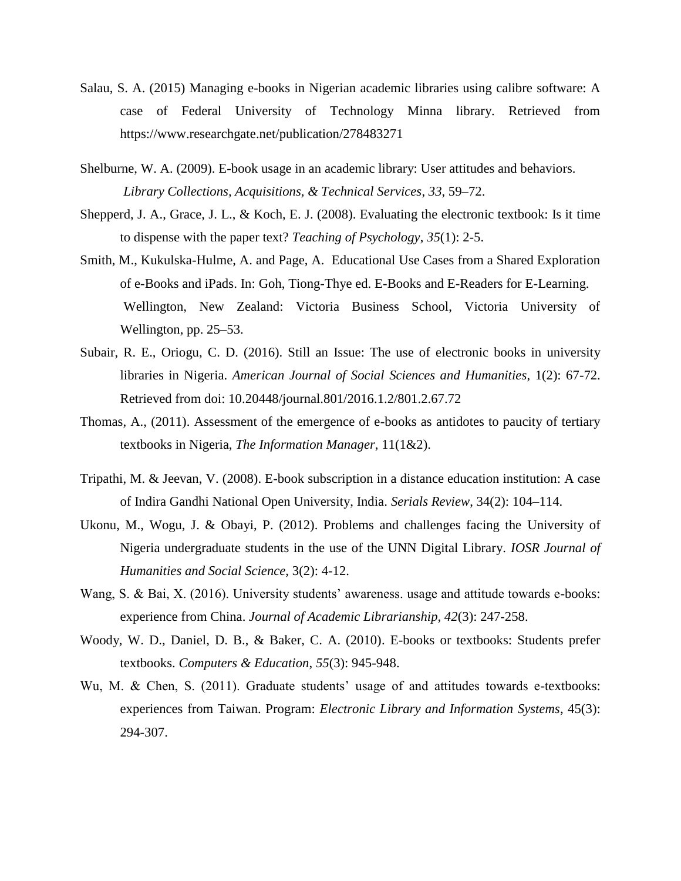Salau, S. A. (2015) Managing e-books in Nigerian academic libraries using calibre software: A case of Federal University of Technology Minna library. Retrieved from https://www.researchgate.net/publication/278483271

Shelburne, W. A. (2009). E-book usage in an academic library: User attitudes and behaviors. *Library Collections, Acquisitions, & Technical Services*, *33*, 59–72.

Shepperd, J. A., Grace, J. L., & Koch, E. J. (2008). Evaluating the electronic textbook: Is it time to dispense with the paper text? *Teaching of Psychology*, *35*(1): 2-5.

Smith, M., Kukulska-Hulme, A. and Page, A. Educational Use Cases from a Shared Exploration of e-Books and iPads. In: Goh, Tiong-Thye ed. E-Books and E-Readers for E-Learning. Wellington, New Zealand: Victoria Business School, Victoria University of Wellington, pp. 25–53.

Subair, R. E., Oriogu, C. D. (2016). Still an Issue: The use of electronic books in university libraries in Nigeria. *American Journal of Social Sciences and Humanities*, 1(2): 67-72. Retrieved from doi: 10.20448/journal.801/2016.1.2/801.2.67.72

Thomas, A., (2011). Assessment of the emergence of e-books as antidotes to paucity of tertiary textbooks in Nigeria, *The Information Manager*, 11(1&2).

Tripathi, M. & Jeevan, V. (2008). E-book subscription in a distance education institution: A case of Indira Gandhi National Open University, India. *Serials Review*, 34(2): 104–114.

Ukonu, M., Wogu, J. & Obayi, P. (2012). Problems and challenges facing the University of Nigeria undergraduate students in the use of the UNN Digital Library. *IOSR Journal of Humanities and Social Science*, 3(2): 4-12.

Wang, S. & Bai, X. (2016). University students' awareness. usage and attitude towards e-books: experience from China. *Journal of Academic Librarianship, 42*(3): 247-258.

Woody, W. D., Daniel, D. B., & Baker, C. A. (2010). E-books or textbooks: Students prefer textbooks. *Computers & Education*, *55*(3): 945-948.

Wu, M. & Chen, S. (2011). Graduate students' usage of and attitudes towards e-textbooks: experiences from Taiwan. Program: *Electronic Library and Information Systems*, 45(3): 294-307.